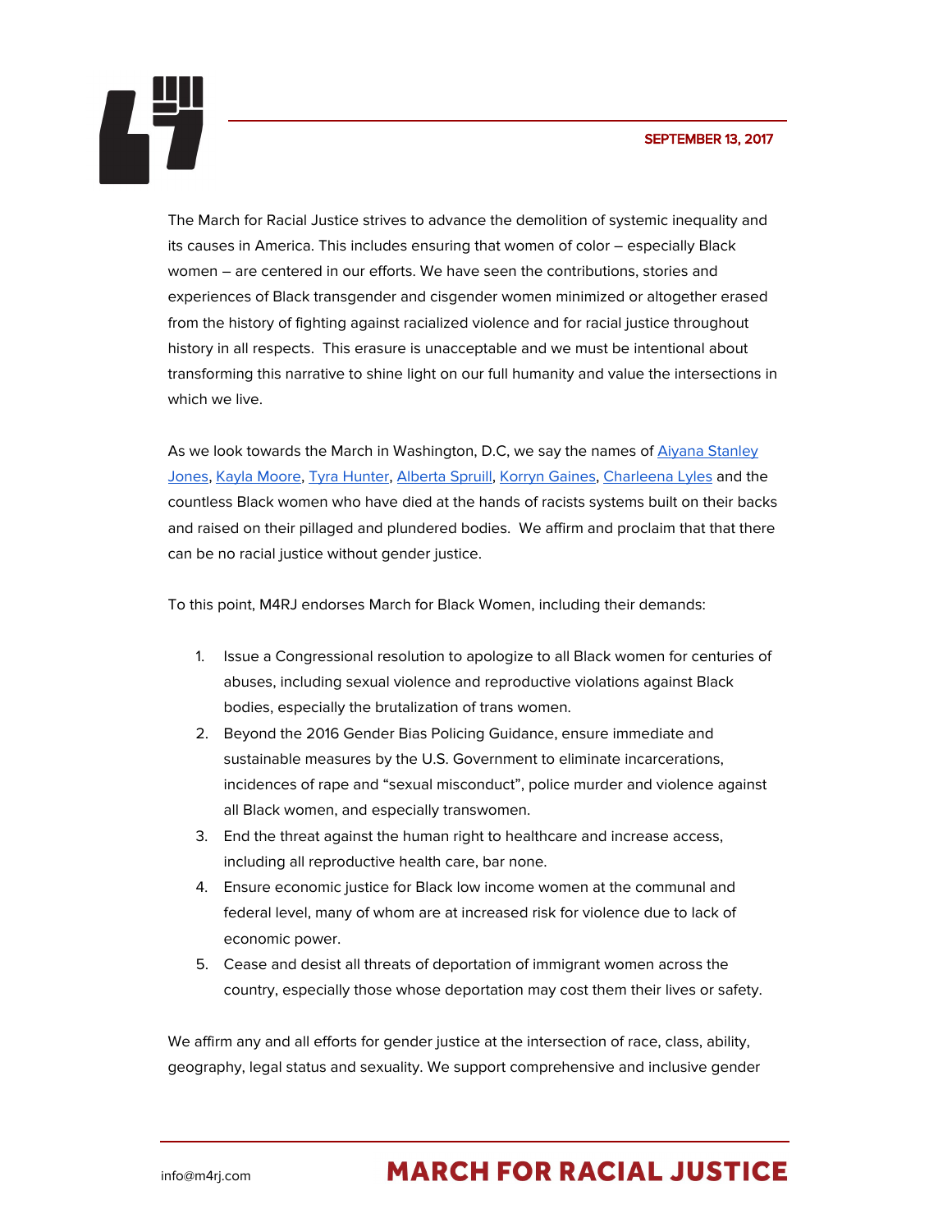SEPTEMBER 13, 2017

The March for Racial Justice strives to advance the demolition of systemic inequality and its causes in America. This includes ensuring that women of color – especially Black women – are centered in our efforts. We have seen the contributions, stories and experiences of Black transgender and cisgender women minimized or altogether erased from the history of fighting against racialized violence and for racial justice throughout history in all respects. This erasure is unacceptable and we must be intentional about transforming this narrative to shine light on our full humanity and value the intersections in which we live.

As we look towards the March in Washington, D.C, we say the names of Aiyana Stanley Jones, Kayla Moore, Tyra Hunter, Alberta Spruill, Korryn Gaines, Charleena Lyles and the countless Black women who have died at the hands of racists systems built on their backs and raised on their pillaged and plundered bodies. We affirm and proclaim that that there can be no racial justice without gender justice.

To this point, M4RJ endorses March for Black Women, including their demands:

1. Issue a Congressional resolution to apologize to all Black women for centuries of abuses, including sexual violence and reproductive violations against Black bodies, especially the brutalization of trans women.
2. Beyond the 2016 Gender Bias Policing Guidance, ensure immediate and sustainable measures by the U.S. Government to eliminate incarcerations, incidences of rape and "sexual misconduct", police murder and violence against all Black women, and especially transwomen.
3. End the threat against the human right to healthcare and increase access, including all reproductive health care, bar none.
4. Ensure economic justice for Black low income women at the communal and federal level, many of whom are at increased risk for violence due to lack of economic power.
5. Cease and desist all threats of deportation of immigrant women across the country, especially those whose deportation may cost them their lives or safety.

We affirm any and all efforts for gender justice at the intersection of race, class, ability, geography, legal status and sexuality. We support comprehensive and inclusive gender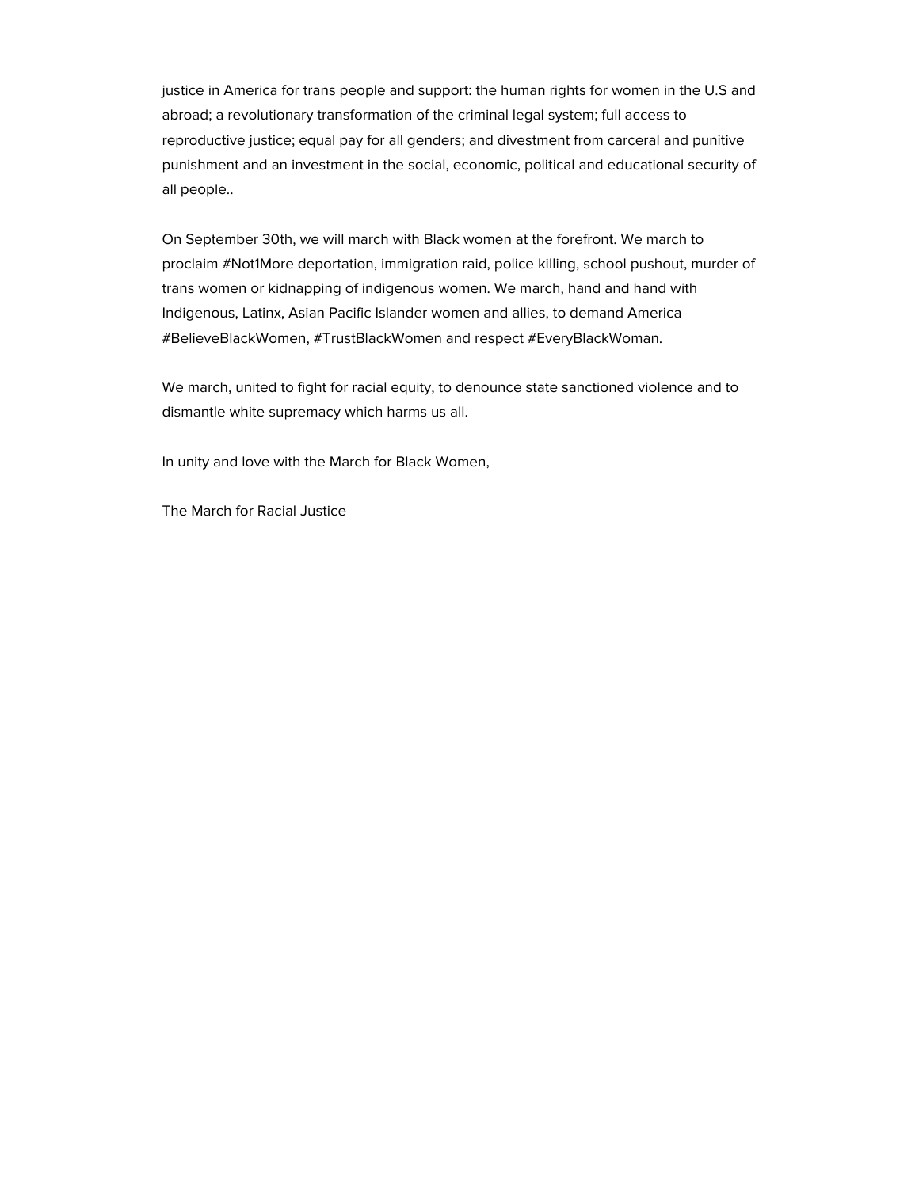justice in America for trans people and support: the human rights for women in the U.S and abroad; a revolutionary transformation of the criminal legal system; full access to reproductive justice; equal pay for all genders; and divestment from carceral and punitive punishment and an investment in the social, economic, political and educational security of all people..

On September 30th, we will march with Black women at the forefront. We march to proclaim #Not1More deportation, immigration raid, police killing, school pushout, murder of trans women or kidnapping of indigenous women. We march, hand and hand with Indigenous, Latinx, Asian Pacific Islander women and allies, to demand America #BelieveBlackWomen, #TrustBlackWomen and respect #EveryBlackWoman.

We march, united to fight for racial equity, to denounce state sanctioned violence and to dismantle white supremacy which harms us all.

In unity and love with the March for Black Women,

The March for Racial Justice